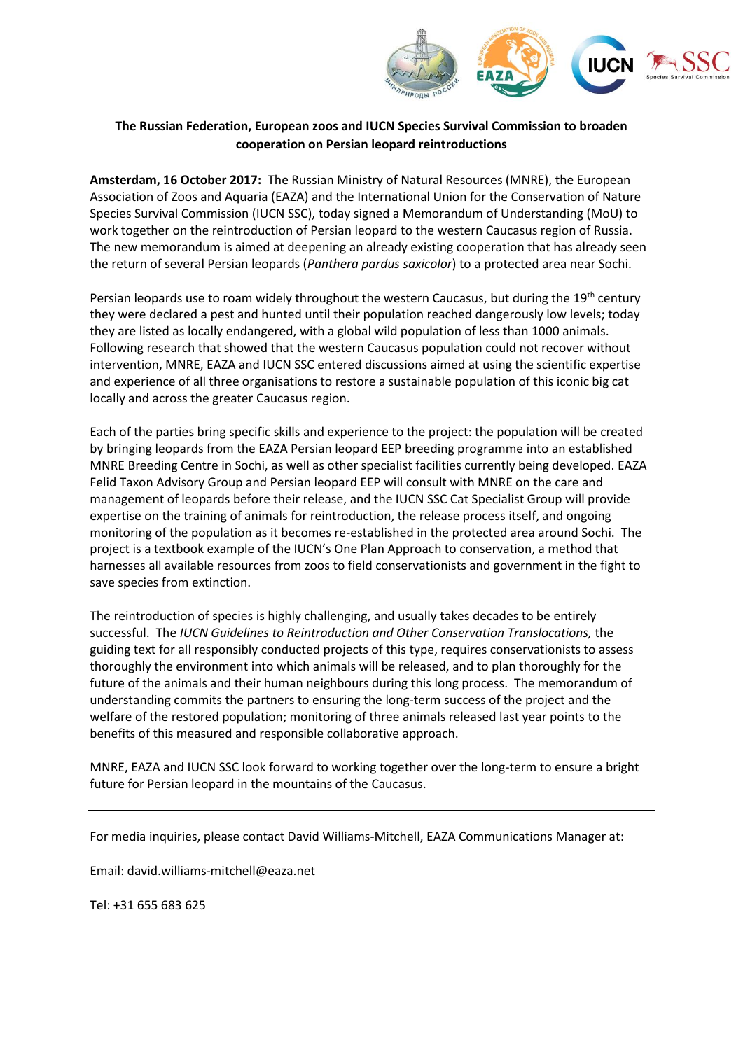**The Russian Federation, European zoos and IUCN Species Survival Commission to broaden cooperation on Persian leopard reintroductions**

**Amsterdam, 16 October 2017:** The Russian Ministry of Natural Resources (MNRE), the European Association of Zoos and Aquaria (EAZA) and the International Union for the Conservation of Nature Species Survival Commission (IUCN SSC), today signed a Memorandum of Understanding (MoU) to work together on the reintroduction of Persian leopard to the western Caucasus region of Russia. The new memorandum is aimed at deepening an already existing cooperation that has already seen the return of several Persian leopards (*Panthera pardus saxicolor*) to a protected area near Sochi.

Persian leopards use to roam widely throughout the western Caucasus, but during the 19th century they were declared a pest and hunted until their population reached dangerously low levels; today they are listed as locally endangered, with a global wild population of less than 1000 animals. Following research that showed that the western Caucasus population could not recover without intervention, MNRE, EAZA and IUCN SSC entered discussions aimed at using the scientific expertise and experience of all three organisations to restore a sustainable population of this iconic big cat locally and across the greater Caucasus region.

Each of the parties bring specific skills and experience to the project: the population will be created by bringing leopards from the EAZA Persian leopard EEP breeding programme into an established MNRE Breeding Centre in Sochi, as well as other specialist facilities currently being developed. EAZA Felid Taxon Advisory Group and Persian leopard EEP will consult with MNRE on the care and management of leopards before their release, and the IUCN SSC Cat Specialist Group will provide expertise on the training of animals for reintroduction, the release process itself, and ongoing monitoring of the population as it becomes re-established in the protected area around Sochi. The project is a textbook example of the IUCN's One Plan Approach to conservation, a method that harnesses all available resources from zoos to field conservationists and government in the fight to save species from extinction.

The reintroduction of species is highly challenging, and usually takes decades to be entirely successful. The *IUCN Guidelines to Reintroduction and Other Conservation Translocations,* the guiding text for all responsibly conducted projects of this type, requires conservationists to assess thoroughly the environment into which animals will be released, and to plan thoroughly for the future of the animals and their human neighbours during this long process. The memorandum of understanding commits the partners to ensuring the long-term success of the project and the welfare of the restored population; monitoring of three animals released last year points to the benefits of this measured and responsible collaborative approach.

MNRE, EAZA and IUCN SSC look forward to working together over the long-term to ensure a bright future for Persian leopard in the mountains of the Caucasus.

---

For media inquiries, please contact David Williams-Mitchell, EAZA Communications Manager at:

Email: david.williams-mitchell@eaza.net

Tel: +31 655 683 625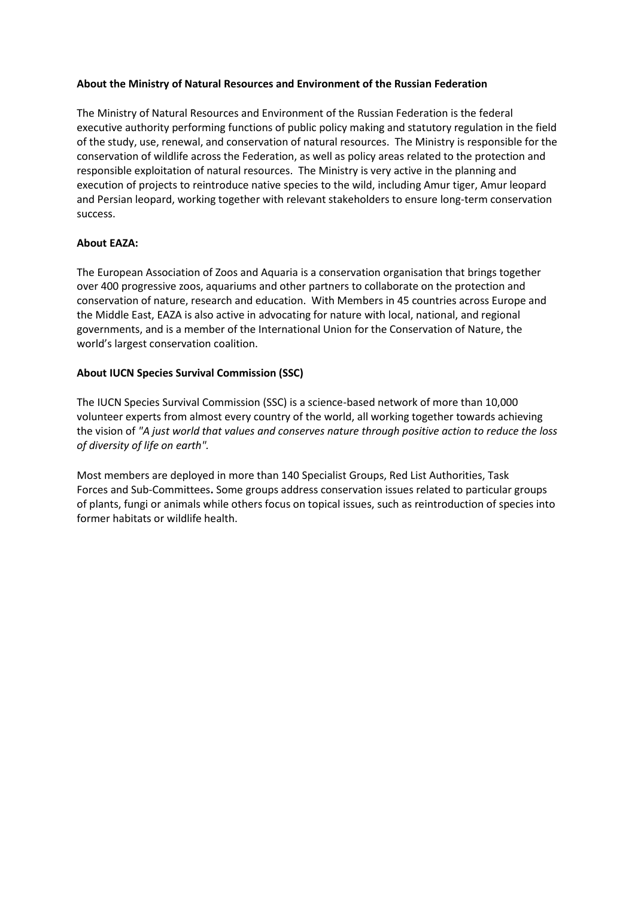**About the Ministry of Natural Resources and Environment of the Russian Federation**

The Ministry of Natural Resources and Environment of the Russian Federation is the federal executive authority performing functions of public policy making and statutory regulation in the field of the study, use, renewal, and conservation of natural resources. The Ministry is responsible for the conservation of wildlife across the Federation, as well as policy areas related to the protection and responsible exploitation of natural resources. The Ministry is very active in the planning and execution of projects to reintroduce native species to the wild, including Amur tiger, Amur leopard and Persian leopard, working together with relevant stakeholders to ensure long-term conservation success.

**About EAZA:**

The European Association of Zoos and Aquaria is a conservation organisation that brings together over 400 progressive zoos, aquariums and other partners to collaborate on the protection and conservation of nature, research and education. With Members in 45 countries across Europe and the Middle East, EAZA is also active in advocating for nature with local, national, and regional governments, and is a member of the International Union for the Conservation of Nature, the world's largest conservation coalition.

**About IUCN Species Survival Commission (SSC)**

The IUCN Species Survival Commission (SSC) is a science-based network of more than 10,000 volunteer experts from almost every country of the world, all working together towards achieving the vision of *"A just world that values and conserves nature through positive action to reduce the loss of diversity of life on earth".*

Most members are deployed in more than 140 Specialist Groups, Red List Authorities, Task Forces and Sub-Committees**.** Some groups address conservation issues related to particular groups of plants, fungi or animals while others focus on topical issues, such as reintroduction of species into former habitats or wildlife health.